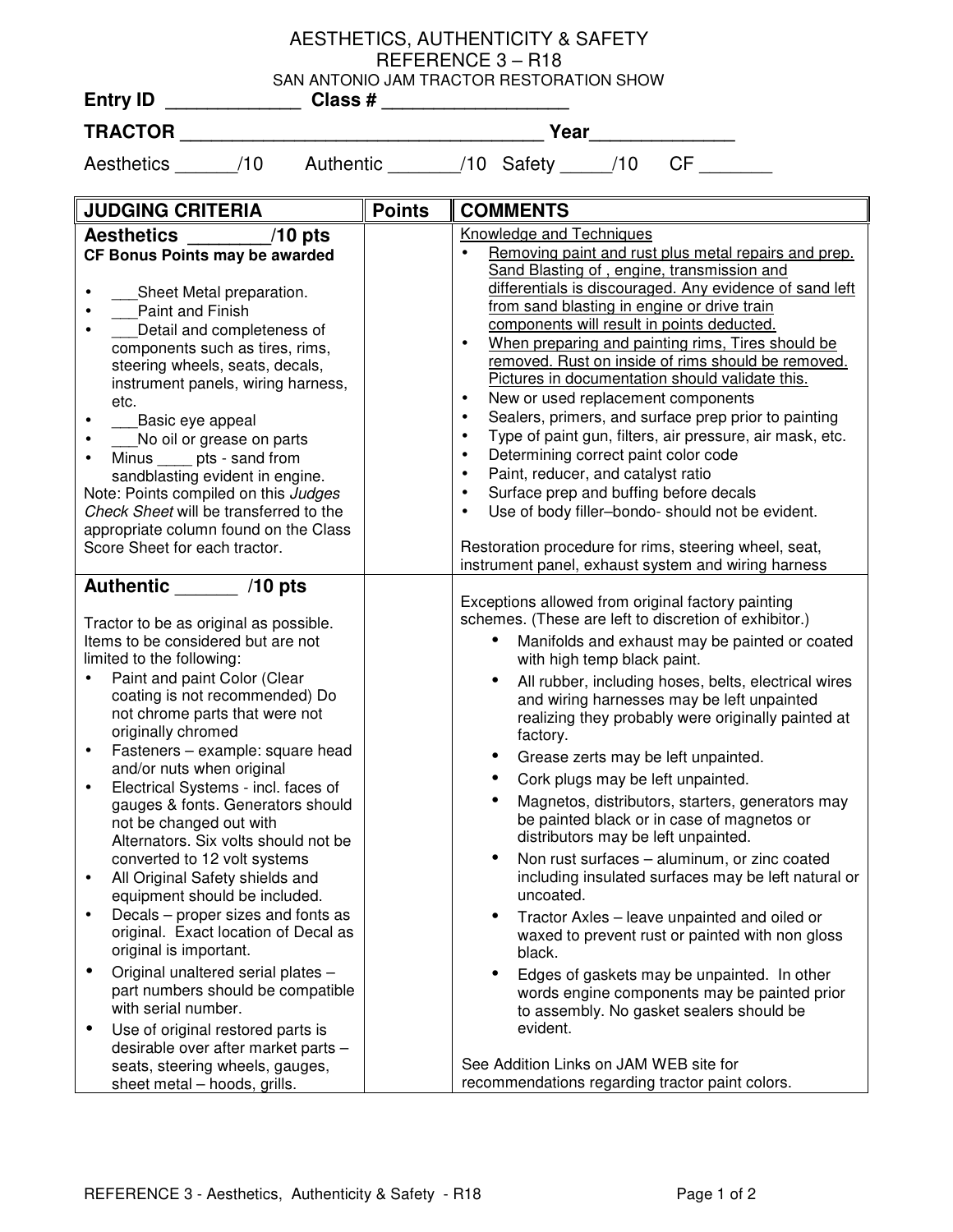# AESTHETICS, AUTHENTICITY & SAFETY

## REFERENCE 3 – R18

### SAN ANTONIO JAM TRACTOR RESTORATION SHOW

**Entry ID** _____________ **Class #** __________________

**TRACTOR** ____________________________________ **Year**______________

Aesthetics ______/10 Authentic _______/10 Safety _____/10 CF _______

| JUDGING CRITERIA | Points | COMMENTS |
|---|---|---|
| **Aesthetics** ________**/10 pts**<br>**CF Bonus Points may be awarded**<br><br>• ___Sheet Metal preparation.<br>• ___Paint and Finish<br>• ___Detail and completeness of components such as tires, rims, steering wheels, seats, decals, instrument panels, wiring harness, etc.<br>• ___Basic eye appeal<br>• ___No oil or grease on parts<br>• Minus ____ pts - sand from sandblasting evident in engine.<br>Note: Points compiled on this *Judges Check Sheet* will be transferred to the appropriate column found on the Class Score Sheet for each tractor. | | Knowledge and Techniques<br>• Removing paint and rust plus metal repairs and prep. Sand Blasting of , engine, transmission and differentials is discouraged. Any evidence of sand left from sand blasting in engine or drive train components will result in points deducted.<br>• When preparing and painting rims, Tires should be removed. Rust on inside of rims should be removed. Pictures in documentation should validate this.<br>• New or used replacement components<br>• Sealers, primers, and surface prep prior to painting<br>• Type of paint gun, filters, air pressure, air mask, etc.<br>• Determining correct paint color code<br>• Paint, reducer, and catalyst ratio<br>• Surface prep and buffing before decals<br>• Use of body filler–bondo- should not be evident.<br><br>Restoration procedure for rims, steering wheel, seat, instrument panel, exhaust system and wiring harness |
| **Authentic** ______ **/10 pts**<br><br>Tractor to be as original as possible. Items to be considered but are not limited to the following:<br>• Paint and paint Color (Clear coating is not recommended) Do not chrome parts that were not originally chromed<br>• Fasteners – example: square head and/or nuts when original<br>• Electrical Systems - incl. faces of gauges & fonts. Generators should not be changed out with Alternators. Six volts should not be converted to 12 volt systems<br>• All Original Safety shields and equipment should be included.<br>• Decals – proper sizes and fonts as original. Exact location of Decal as original is important.<br>• Original unaltered serial plates – part numbers should be compatible with serial number.<br>• Use of original restored parts is desirable over after market parts – seats, steering wheels, gauges, sheet metal – hoods, grills. | | Exceptions allowed from original factory painting schemes. (These are left to discretion of exhibitor.)<br>• Manifolds and exhaust may be painted or coated with high temp black paint.<br>• All rubber, including hoses, belts, electrical wires and wiring harnesses may be left unpainted realizing they probably were originally painted at factory.<br>• Grease zerts may be left unpainted.<br>• Cork plugs may be left unpainted.<br>• Magnetos, distributors, starters, generators may be painted black or in case of magnetos or distributors may be left unpainted.<br>• Non rust surfaces – aluminum, or zinc coated including insulated surfaces may be left natural or uncoated.<br>• Tractor Axles – leave unpainted and oiled or waxed to prevent rust or painted with non gloss black.<br>• Edges of gaskets may be unpainted. In other words engine components may be painted prior to assembly. No gasket sealers should be evident.<br><br>See Addition Links on JAM WEB site for recommendations regarding tractor paint colors. |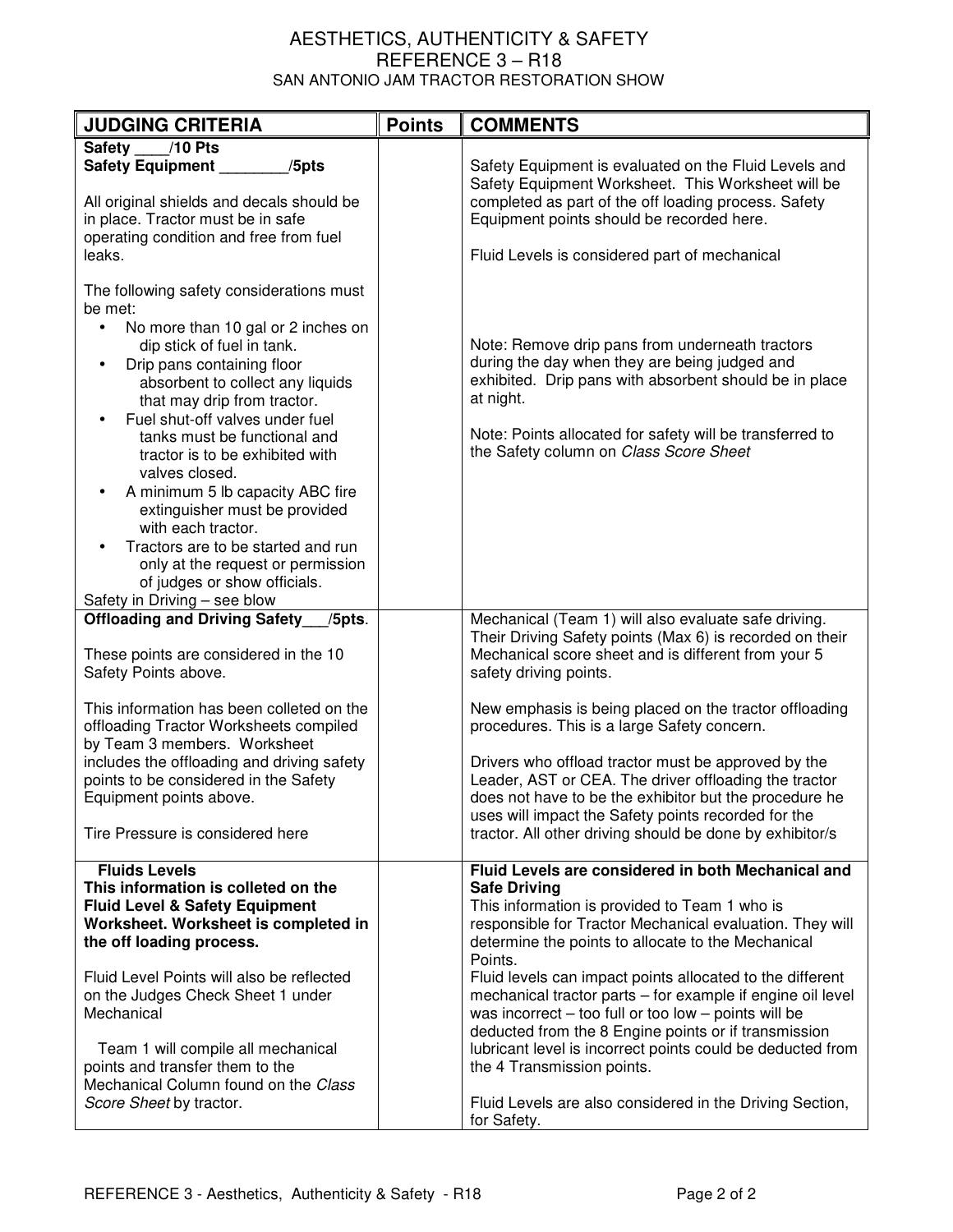# AESTHETICS, AUTHENTICITY & SAFETY
## REFERENCE 3 – R18
### SAN ANTONIO JAM TRACTOR RESTORATION SHOW

| JUDGING CRITERIA | Points | COMMENTS |
|---|---|---|
| **Safety ____/10 Pts**<br>**Safety Equipment ________/5pts**<br><br>All original shields and decals should be in place. Tractor must be in safe operating condition and free from fuel leaks.<br><br>The following safety considerations must be met:<br>• No more than 10 gal or 2 inches on dip stick of fuel in tank.<br>• Drip pans containing floor absorbent to collect any liquids that may drip from tractor.<br>• Fuel shut-off valves under fuel tanks must be functional and tractor is to be exhibited with valves closed.<br>• A minimum 5 lb capacity ABC fire extinguisher must be provided with each tractor.<br>• Tractors are to be started and run only at the request or permission of judges or show officials.<br>Safety in Driving – see blow | | Safety Equipment is evaluated on the Fluid Levels and Safety Equipment Worksheet. This Worksheet will be completed as part of the off loading process. Safety Equipment points should be recorded here.<br><br>Fluid Levels is considered part of mechanical<br><br>Note: Remove drip pans from underneath tractors during the day when they are being judged and exhibited. Drip pans with absorbent should be in place at night.<br><br>Note: Points allocated for safety will be transferred to the Safety column on *Class Score Sheet* |
| **Offloading and Driving Safety___/5pts**.<br><br>These points are considered in the 10 Safety Points above.<br><br>This information has been colleted on the offloading Tractor Worksheets compiled by Team 3 members. Worksheet includes the offloading and driving safety points to be considered in the Safety Equipment points above.<br><br>Tire Pressure is considered here | | Mechanical (Team 1) will also evaluate safe driving. Their Driving Safety points (Max 6) is recorded on their Mechanical score sheet and is different from your 5 safety driving points.<br><br>New emphasis is being placed on the tractor offloading procedures. This is a large Safety concern.<br><br>Drivers who offload tractor must be approved by the Leader, AST or CEA. The driver offloading the tractor does not have to be the exhibitor but the procedure he uses will impact the Safety points recorded for the tractor. All other driving should be done by exhibitor/s |
| **Fluids Levels**<br>**This information is colleted on the Fluid Level & Safety Equipment Worksheet. Worksheet is completed in the off loading process.**<br><br>Fluid Level Points will also be reflected on the Judges Check Sheet 1 under Mechanical<br><br>Team 1 will compile all mechanical points and transfer them to the Mechanical Column found on the *Class Score Sheet* by tractor. | | **Fluid Levels are considered in both Mechanical and Safe Driving**<br>This information is provided to Team 1 who is responsible for Tractor Mechanical evaluation. They will determine the points to allocate to the Mechanical Points.<br>Fluid levels can impact points allocated to the different mechanical tractor parts – for example if engine oil level was incorrect – too full or too low – points will be deducted from the 8 Engine points or if transmission lubricant level is incorrect points could be deducted from the 4 Transmission points.<br><br>Fluid Levels are also considered in the Driving Section, for Safety. |